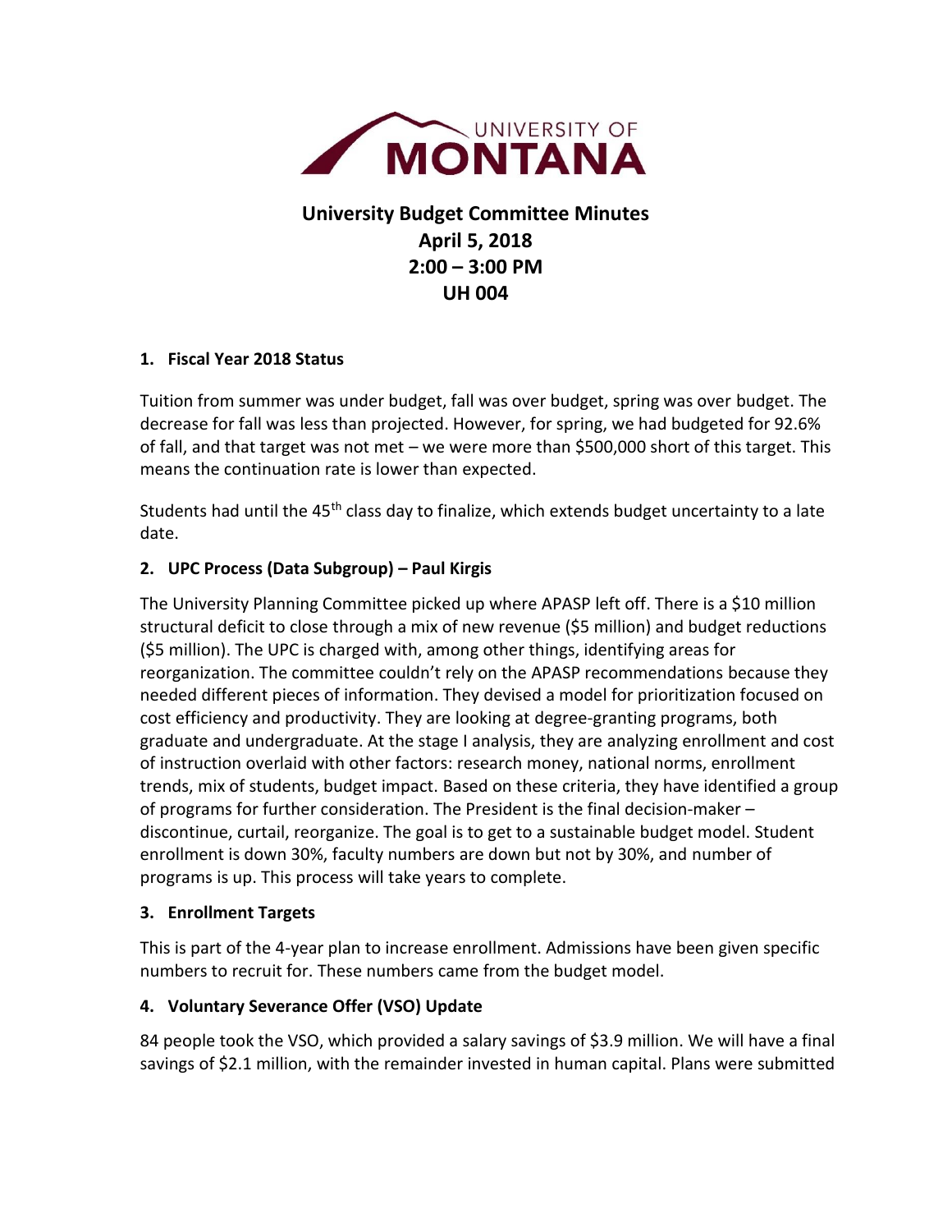# University Budget Committee Minutes
## April 5, 2018
## 2:00 – 3:00 PM
## UH 004

**1. Fiscal Year 2018 Status**

Tuition from summer was under budget, fall was over budget, spring was over budget. The decrease for fall was less than projected. However, for spring, we had budgeted for 92.6% of fall, and that target was not met – we were more than $500,000 short of this target. This means the continuation rate is lower than expected.

Students had until the 45th class day to finalize, which extends budget uncertainty to a late date.

**2. UPC Process (Data Subgroup) – Paul Kirgis**

The University Planning Committee picked up where APASP left off. There is a $10 million structural deficit to close through a mix of new revenue ($5 million) and budget reductions ($5 million). The UPC is charged with, among other things, identifying areas for reorganization. The committee couldn't rely on the APASP recommendations because they needed different pieces of information. They devised a model for prioritization focused on cost efficiency and productivity. They are looking at degree-granting programs, both graduate and undergraduate. At the stage I analysis, they are analyzing enrollment and cost of instruction overlaid with other factors: research money, national norms, enrollment trends, mix of students, budget impact. Based on these criteria, they have identified a group of programs for further consideration. The President is the final decision-maker – discontinue, curtail, reorganize. The goal is to get to a sustainable budget model. Student enrollment is down 30%, faculty numbers are down but not by 30%, and number of programs is up. This process will take years to complete.

**3. Enrollment Targets**

This is part of the 4-year plan to increase enrollment. Admissions have been given specific numbers to recruit for. These numbers came from the budget model.

**4. Voluntary Severance Offer (VSO) Update**

84 people took the VSO, which provided a salary savings of $3.9 million. We will have a final savings of $2.1 million, with the remainder invested in human capital. Plans were submitted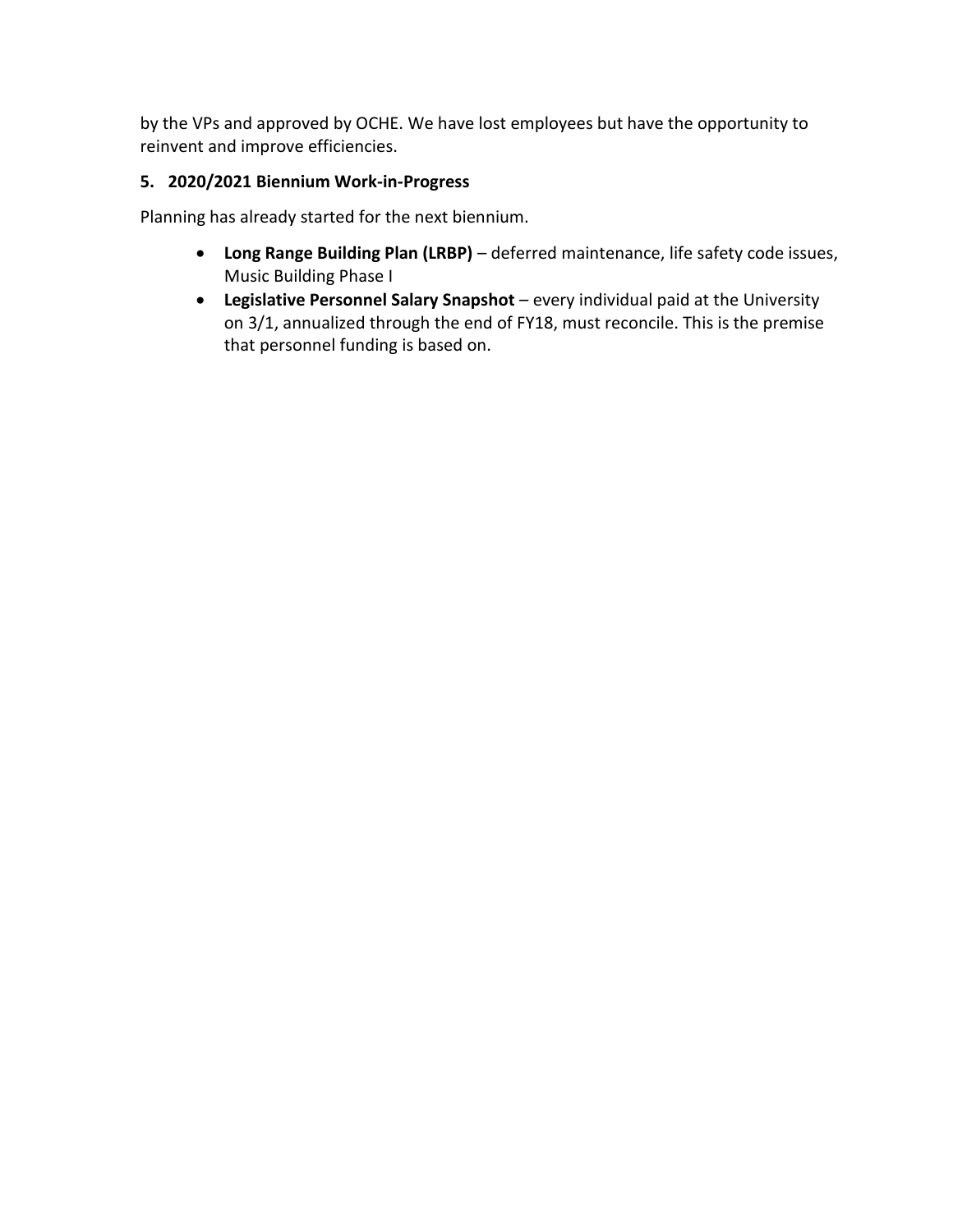by the VPs and approved by OCHE. We have lost employees but have the opportunity to reinvent and improve efficiencies.

**5. 2020/2021 Biennium Work-in-Progress**

Planning has already started for the next biennium.

- **Long Range Building Plan (LRBP)** – deferred maintenance, life safety code issues, Music Building Phase I
- **Legislative Personnel Salary Snapshot** – every individual paid at the University on 3/1, annualized through the end of FY18, must reconcile. This is the premise that personnel funding is based on.